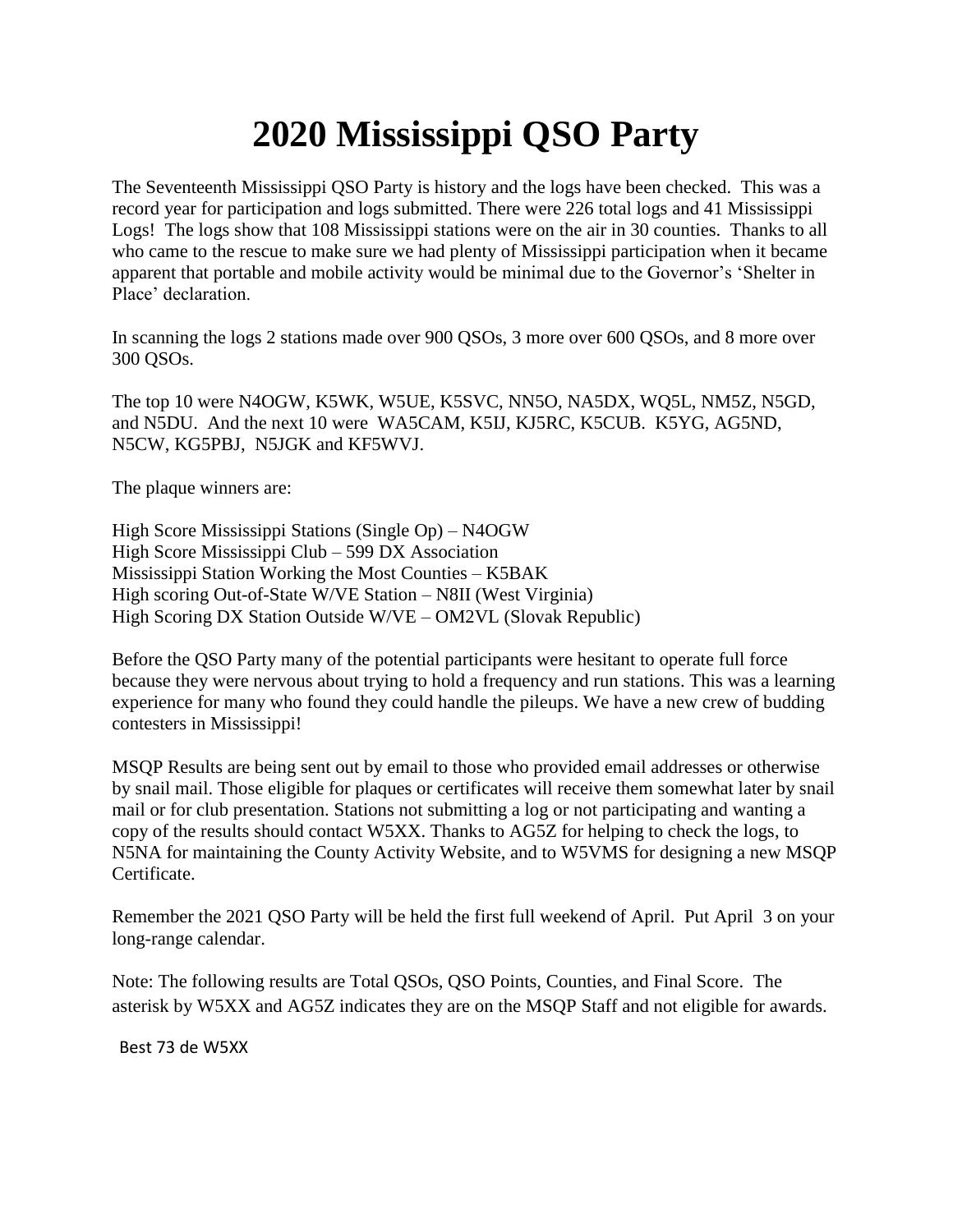# 2020 Mississippi QSO Party

The Seventeenth Mississippi QSO Party is history and the logs have been checked. This was a record year for participation and logs submitted. There were 226 total logs and 41 Mississippi Logs! The logs show that 108 Mississippi stations were on the air in 30 counties. Thanks to all who came to the rescue to make sure we had plenty of Mississippi participation when it became apparent that portable and mobile activity would be minimal due to the Governor's 'Shelter in Place' declaration.

In scanning the logs 2 stations made over 900 QSOs, 3 more over 600 QSOs, and 8 more over 300 QSOs.

The top 10 were N4OGW, K5WK, W5UE, K5SVC, NN5O, NA5DX, WQ5L, NM5Z, N5GD, and N5DU. And the next 10 were WA5CAM, K5IJ, KJ5RC, K5CUB. K5YG, AG5ND, N5CW, KG5PBJ, N5JGK and KF5WVJ.

The plaque winners are:

High Score Mississippi Stations (Single Op) – N4OGW
High Score Mississippi Club – 599 DX Association
Mississippi Station Working the Most Counties – K5BAK
High scoring Out-of-State W/VE Station – N8II (West Virginia)
High Scoring DX Station Outside W/VE – OM2VL (Slovak Republic)

Before the QSO Party many of the potential participants were hesitant to operate full force because they were nervous about trying to hold a frequency and run stations. This was a learning experience for many who found they could handle the pileups. We have a new crew of budding contesters in Mississippi!

MSQP Results are being sent out by email to those who provided email addresses or otherwise by snail mail. Those eligible for plaques or certificates will receive them somewhat later by snail mail or for club presentation. Stations not submitting a log or not participating and wanting a copy of the results should contact W5XX. Thanks to AG5Z for helping to check the logs, to N5NA for maintaining the County Activity Website, and to W5VMS for designing a new MSQP Certificate.

Remember the 2021 QSO Party will be held the first full weekend of April. Put April 3 on your long-range calendar.

Note: The following results are Total QSOs, QSO Points, Counties, and Final Score. The asterisk by W5XX and AG5Z indicates they are on the MSQP Staff and not eligible for awards.

Best 73 de W5XX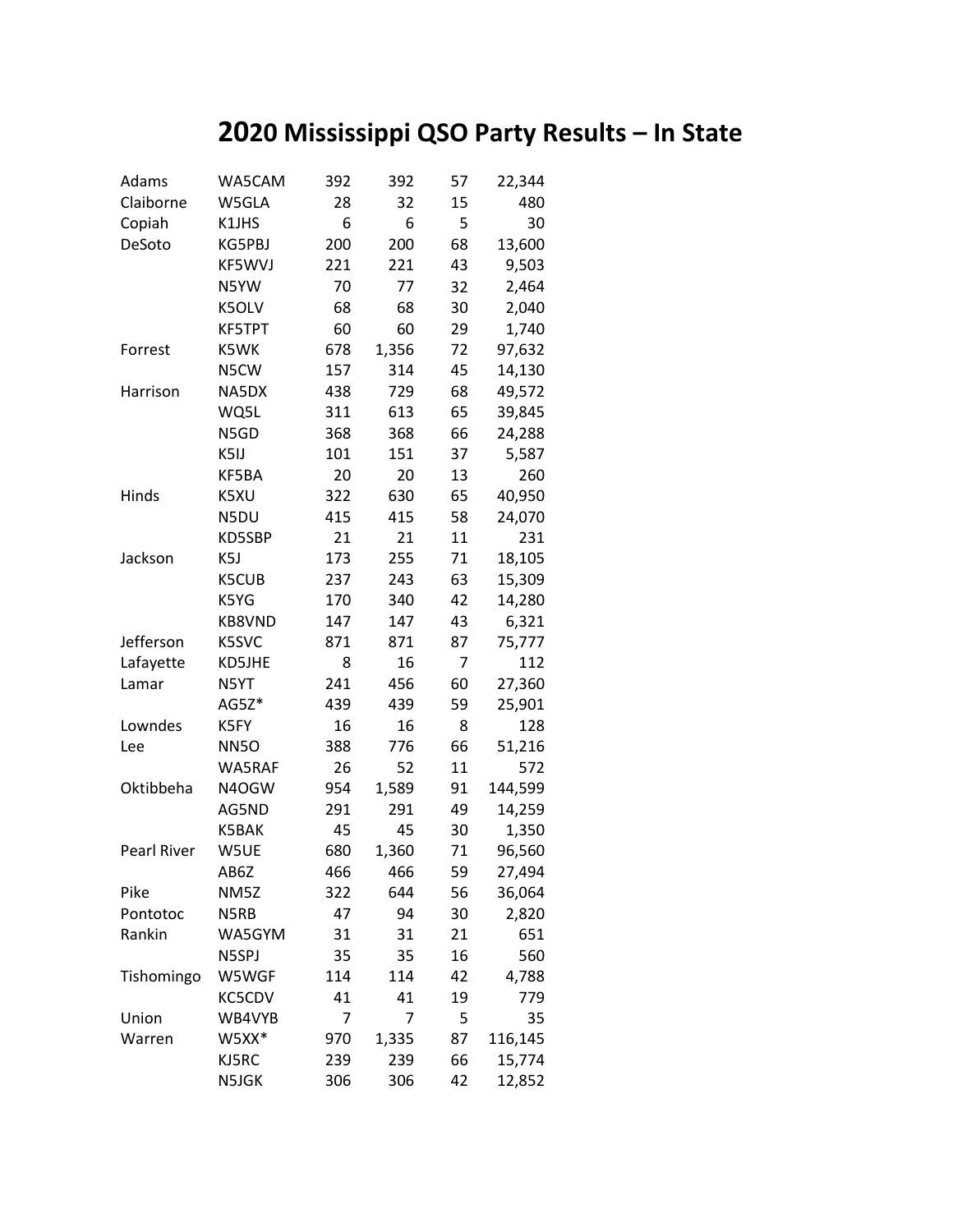# 2020 Mississippi QSO Party Results – In State

| | | | | | |
|---|---|---|---|---|---|
| Adams | WA5CAM | 392 | 392 | 57 | 22,344 |
| Claiborne | W5GLA | 28 | 32 | 15 | 480 |
| Copiah | K1JHS | 6 | 6 | 5 | 30 |
| DeSoto | KG5PBJ | 200 | 200 | 68 | 13,600 |
| | KF5WVJ | 221 | 221 | 43 | 9,503 |
| | N5YW | 70 | 77 | 32 | 2,464 |
| | K5OLV | 68 | 68 | 30 | 2,040 |
| | KF5TPT | 60 | 60 | 29 | 1,740 |
| Forrest | K5WK | 678 | 1,356 | 72 | 97,632 |
| | N5CW | 157 | 314 | 45 | 14,130 |
| Harrison | NA5DX | 438 | 729 | 68 | 49,572 |
| | WQ5L | 311 | 613 | 65 | 39,845 |
| | N5GD | 368 | 368 | 66 | 24,288 |
| | K5IJ | 101 | 151 | 37 | 5,587 |
| | KF5BA | 20 | 20 | 13 | 260 |
| Hinds | K5XU | 322 | 630 | 65 | 40,950 |
| | N5DU | 415 | 415 | 58 | 24,070 |
| | KD5SBP | 21 | 21 | 11 | 231 |
| Jackson | K5J | 173 | 255 | 71 | 18,105 |
| | K5CUB | 237 | 243 | 63 | 15,309 |
| | K5YG | 170 | 340 | 42 | 14,280 |
| | KB8VND | 147 | 147 | 43 | 6,321 |
| Jefferson | K5SVC | 871 | 871 | 87 | 75,777 |
| Lafayette | KD5JHE | 8 | 16 | 7 | 112 |
| Lamar | N5YT | 241 | 456 | 60 | 27,360 |
| | AG5Z* | 439 | 439 | 59 | 25,901 |
| Lowndes | K5FY | 16 | 16 | 8 | 128 |
| Lee | NN5O | 388 | 776 | 66 | 51,216 |
| | WA5RAF | 26 | 52 | 11 | 572 |
| Oktibbeha | N4OGW | 954 | 1,589 | 91 | 144,599 |
| | AG5ND | 291 | 291 | 49 | 14,259 |
| | K5BAK | 45 | 45 | 30 | 1,350 |
| Pearl River | W5UE | 680 | 1,360 | 71 | 96,560 |
| | AB6Z | 466 | 466 | 59 | 27,494 |
| Pike | NM5Z | 322 | 644 | 56 | 36,064 |
| Pontotoc | N5RB | 47 | 94 | 30 | 2,820 |
| Rankin | WA5GYM | 31 | 31 | 21 | 651 |
| | N5SPJ | 35 | 35 | 16 | 560 |
| Tishomingo | W5WGF | 114 | 114 | 42 | 4,788 |
| | KC5CDV | 41 | 41 | 19 | 779 |
| Union | WB4VYB | 7 | 7 | 5 | 35 |
| Warren | W5XX* | 970 | 1,335 | 87 | 116,145 |
| | KJ5RC | 239 | 239 | 66 | 15,774 |
| | N5JGK | 306 | 306 | 42 | 12,852 |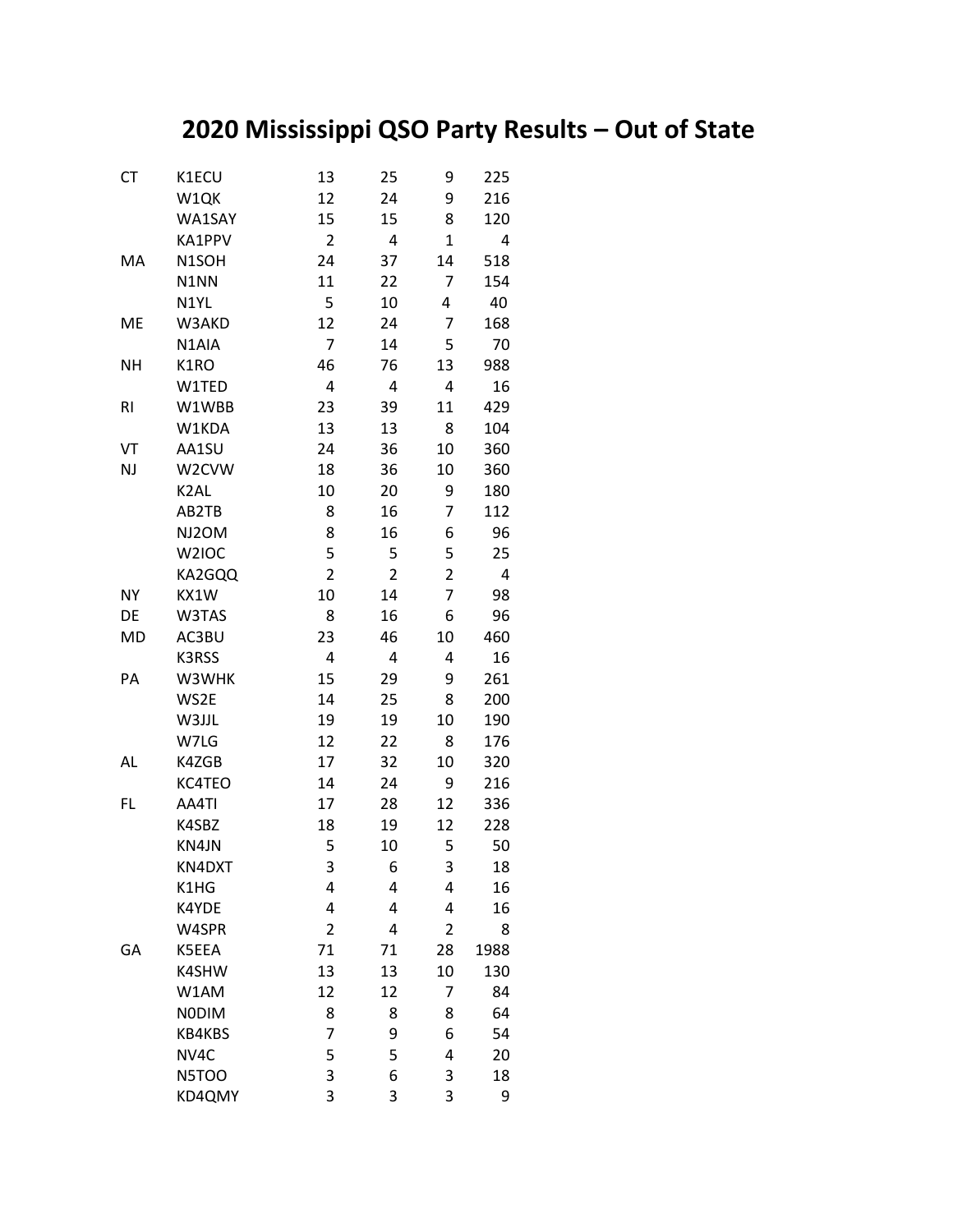# 2020 Mississippi QSO Party Results – Out of State

| | | | | | |
|---|---|---|---|---|---|
| CT | K1ECU | 13 | 25 | 9 | 225 |
| | W1QK | 12 | 24 | 9 | 216 |
| | WA1SAY | 15 | 15 | 8 | 120 |
| | KA1PPV | 2 | 4 | 1 | 4 |
| MA | N1SOH | 24 | 37 | 14 | 518 |
| | N1NN | 11 | 22 | 7 | 154 |
| | N1YL | 5 | 10 | 4 | 40 |
| ME | W3AKD | 12 | 24 | 7 | 168 |
| | N1AIA | 7 | 14 | 5 | 70 |
| NH | K1RO | 46 | 76 | 13 | 988 |
| | W1TED | 4 | 4 | 4 | 16 |
| RI | W1WBB | 23 | 39 | 11 | 429 |
| | W1KDA | 13 | 13 | 8 | 104 |
| VT | AA1SU | 24 | 36 | 10 | 360 |
| NJ | W2CVW | 18 | 36 | 10 | 360 |
| | K2AL | 10 | 20 | 9 | 180 |
| | AB2TB | 8 | 16 | 7 | 112 |
| | NJ2OM | 8 | 16 | 6 | 96 |
| | W2IOC | 5 | 5 | 5 | 25 |
| | KA2GQQ | 2 | 2 | 2 | 4 |
| NY | KX1W | 10 | 14 | 7 | 98 |
| DE | W3TAS | 8 | 16 | 6 | 96 |
| MD | AC3BU | 23 | 46 | 10 | 460 |
| | K3RSS | 4 | 4 | 4 | 16 |
| PA | W3WHK | 15 | 29 | 9 | 261 |
| | WS2E | 14 | 25 | 8 | 200 |
| | W3JJL | 19 | 19 | 10 | 190 |
| | W7LG | 12 | 22 | 8 | 176 |
| AL | K4ZGB | 17 | 32 | 10 | 320 |
| | KC4TEO | 14 | 24 | 9 | 216 |
| FL | AA4TI | 17 | 28 | 12 | 336 |
| | K4SBZ | 18 | 19 | 12 | 228 |
| | KN4JN | 5 | 10 | 5 | 50 |
| | KN4DXT | 3 | 6 | 3 | 18 |
| | K1HG | 4 | 4 | 4 | 16 |
| | K4YDE | 4 | 4 | 4 | 16 |
| | W4SPR | 2 | 4 | 2 | 8 |
| GA | K5EEA | 71 | 71 | 28 | 1988 |
| | K4SHW | 13 | 13 | 10 | 130 |
| | W1AM | 12 | 12 | 7 | 84 |
| | N0DIM | 8 | 8 | 8 | 64 |
| | KB4KBS | 7 | 9 | 6 | 54 |
| | NV4C | 5 | 5 | 4 | 20 |
| | N5TOO | 3 | 6 | 3 | 18 |
| | KD4QMY | 3 | 3 | 3 | 9 |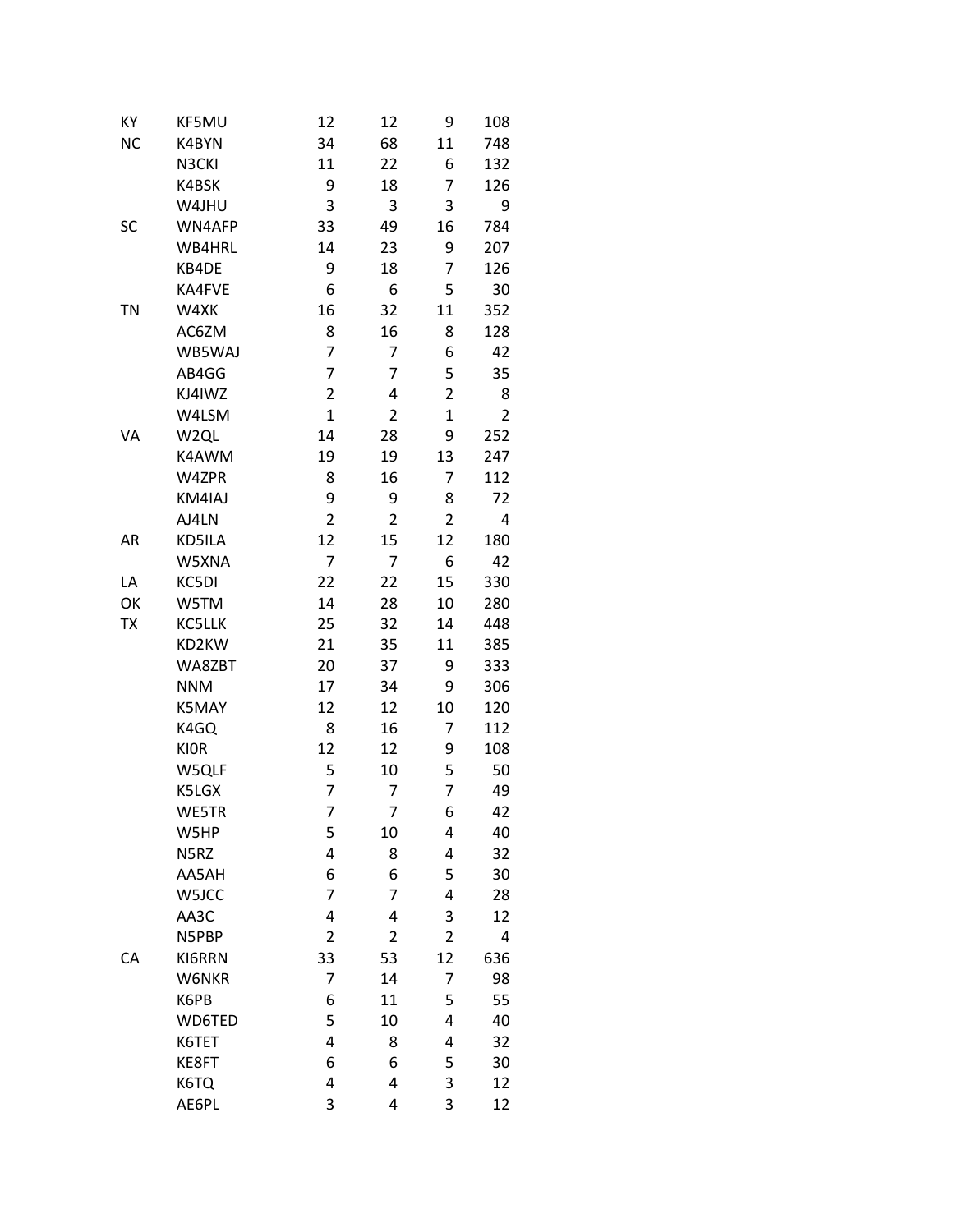| | | | | | |
|---|---|---|---|---|---|
| KY | KF5MU | 12 | 12 | 9 | 108 |
| NC | K4BYN | 34 | 68 | 11 | 748 |
| | N3CKI | 11 | 22 | 6 | 132 |
| | K4BSK | 9 | 18 | 7 | 126 |
| | W4JHU | 3 | 3 | 3 | 9 |
| SC | WN4AFP | 33 | 49 | 16 | 784 |
| | WB4HRL | 14 | 23 | 9 | 207 |
| | KB4DE | 9 | 18 | 7 | 126 |
| | KA4FVE | 6 | 6 | 5 | 30 |
| TN | W4XK | 16 | 32 | 11 | 352 |
| | AC6ZM | 8 | 16 | 8 | 128 |
| | WB5WAJ | 7 | 7 | 6 | 42 |
| | AB4GG | 7 | 7 | 5 | 35 |
| | KJ4IWZ | 2 | 4 | 2 | 8 |
| | W4LSM | 1 | 2 | 1 | 2 |
| VA | W2QL | 14 | 28 | 9 | 252 |
| | K4AWM | 19 | 19 | 13 | 247 |
| | W4ZPR | 8 | 16 | 7 | 112 |
| | KM4IAJ | 9 | 9 | 8 | 72 |
| | AJ4LN | 2 | 2 | 2 | 4 |
| AR | KD5ILA | 12 | 15 | 12 | 180 |
| | W5XNA | 7 | 7 | 6 | 42 |
| LA | KC5DI | 22 | 22 | 15 | 330 |
| OK | W5TM | 14 | 28 | 10 | 280 |
| TX | KC5LLK | 25 | 32 | 14 | 448 |
| | KD2KW | 21 | 35 | 11 | 385 |
| | WA8ZBT | 20 | 37 | 9 | 333 |
| | NNM | 17 | 34 | 9 | 306 |
| | K5MAY | 12 | 12 | 10 | 120 |
| | K4GQ | 8 | 16 | 7 | 112 |
| | KI0R | 12 | 12 | 9 | 108 |
| | W5QLF | 5 | 10 | 5 | 50 |
| | K5LGX | 7 | 7 | 7 | 49 |
| | WE5TR | 7 | 7 | 6 | 42 |
| | W5HP | 5 | 10 | 4 | 40 |
| | N5RZ | 4 | 8 | 4 | 32 |
| | AA5AH | 6 | 6 | 5 | 30 |
| | W5JCC | 7 | 7 | 4 | 28 |
| | AA3C | 4 | 4 | 3 | 12 |
| | N5PBP | 2 | 2 | 2 | 4 |
| CA | KI6RRN | 33 | 53 | 12 | 636 |
| | W6NKR | 7 | 14 | 7 | 98 |
| | K6PB | 6 | 11 | 5 | 55 |
| | WD6TED | 5 | 10 | 4 | 40 |
| | K6TET | 4 | 8 | 4 | 32 |
| | KE8FT | 6 | 6 | 5 | 30 |
| | K6TQ | 4 | 4 | 3 | 12 |
| | AE6PL | 3 | 4 | 3 | 12 |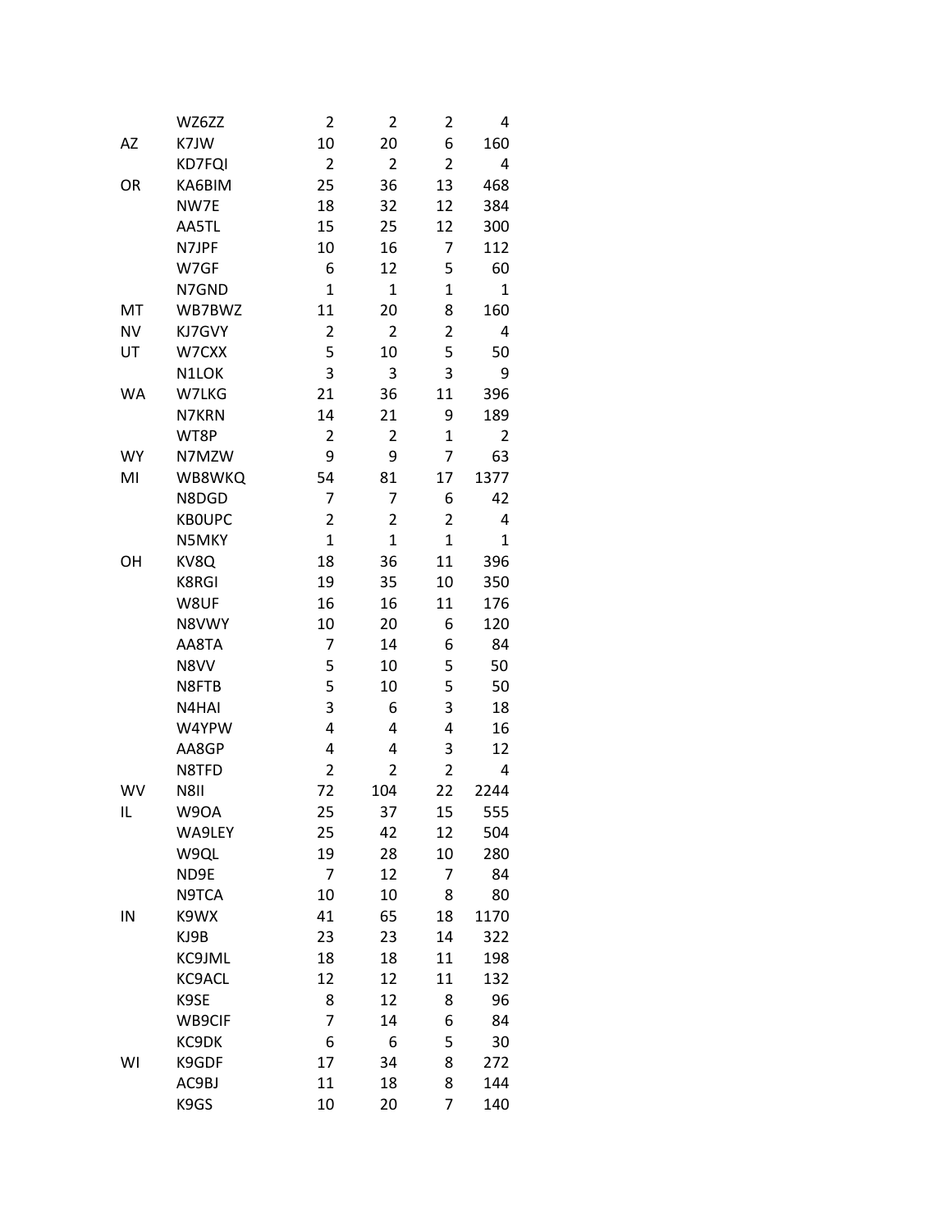| | | | | | |
|---|---|---|---|---|---|
| | WZ6ZZ | 2 | 2 | 2 | 4 |
| AZ | K7JW | 10 | 20 | 6 | 160 |
| | KD7FQI | 2 | 2 | 2 | 4 |
| OR | KA6BIM | 25 | 36 | 13 | 468 |
| | NW7E | 18 | 32 | 12 | 384 |
| | AA5TL | 15 | 25 | 12 | 300 |
| | N7JPF | 10 | 16 | 7 | 112 |
| | W7GF | 6 | 12 | 5 | 60 |
| | N7GND | 1 | 1 | 1 | 1 |
| MT | WB7BWZ | 11 | 20 | 8 | 160 |
| NV | KJ7GVY | 2 | 2 | 2 | 4 |
| UT | W7CXX | 5 | 10 | 5 | 50 |
| | N1LOK | 3 | 3 | 3 | 9 |
| WA | W7LKG | 21 | 36 | 11 | 396 |
| | N7KRN | 14 | 21 | 9 | 189 |
| | WT8P | 2 | 2 | 1 | 2 |
| WY | N7MZW | 9 | 9 | 7 | 63 |
| MI | WB8WKQ | 54 | 81 | 17 | 1377 |
| | N8DGD | 7 | 7 | 6 | 42 |
| | KB0UPC | 2 | 2 | 2 | 4 |
| | N5MKY | 1 | 1 | 1 | 1 |
| OH | KV8Q | 18 | 36 | 11 | 396 |
| | K8RGI | 19 | 35 | 10 | 350 |
| | W8UF | 16 | 16 | 11 | 176 |
| | N8VWY | 10 | 20 | 6 | 120 |
| | AA8TA | 7 | 14 | 6 | 84 |
| | N8VV | 5 | 10 | 5 | 50 |
| | N8FTB | 5 | 10 | 5 | 50 |
| | N4HAI | 3 | 6 | 3 | 18 |
| | W4YPW | 4 | 4 | 4 | 16 |
| | AA8GP | 4 | 4 | 3 | 12 |
| | N8TFD | 2 | 2 | 2 | 4 |
| WV | N8II | 72 | 104 | 22 | 2244 |
| IL | W9OA | 25 | 37 | 15 | 555 |
| | WA9LEY | 25 | 42 | 12 | 504 |
| | W9QL | 19 | 28 | 10 | 280 |
| | ND9E | 7 | 12 | 7 | 84 |
| | N9TCA | 10 | 10 | 8 | 80 |
| IN | K9WX | 41 | 65 | 18 | 1170 |
| | KJ9B | 23 | 23 | 14 | 322 |
| | KC9JML | 18 | 18 | 11 | 198 |
| | KC9ACL | 12 | 12 | 11 | 132 |
| | K9SE | 8 | 12 | 8 | 96 |
| | WB9CIF | 7 | 14 | 6 | 84 |
| | KC9DK | 6 | 6 | 5 | 30 |
| WI | K9GDF | 17 | 34 | 8 | 272 |
| | AC9BJ | 11 | 18 | 8 | 144 |
| | K9GS | 10 | 20 | 7 | 140 |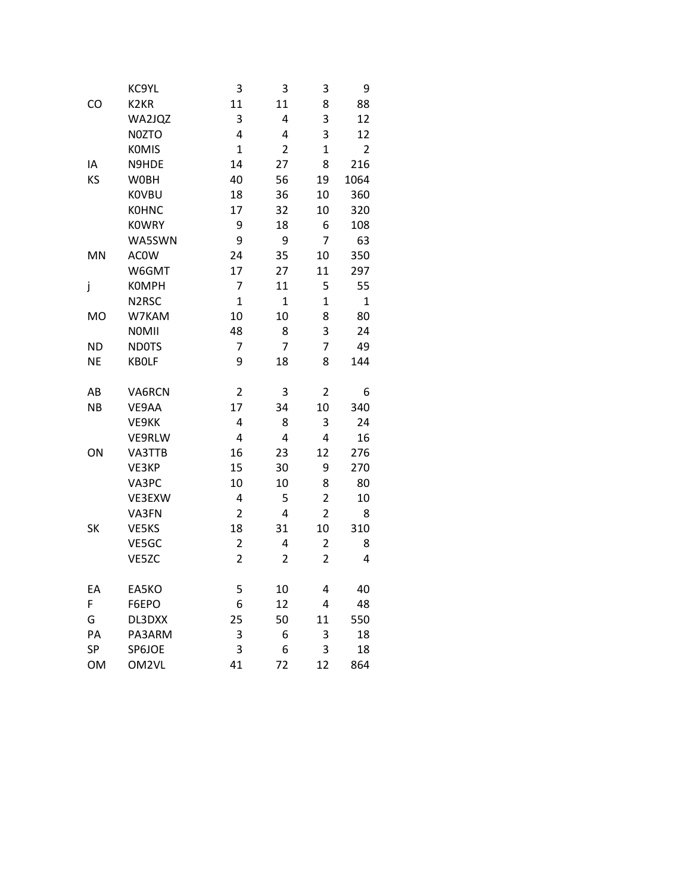| | | | | | |
|---|---|---|---|---|---|
| | KC9YL | 3 | 3 | 3 | 9 |
| CO | K2KR | 11 | 11 | 8 | 88 |
| | WA2JQZ | 3 | 4 | 3 | 12 |
| | N0ZTO | 4 | 4 | 3 | 12 |
| | K0MIS | 1 | 2 | 1 | 2 |
| IA | N9HDE | 14 | 27 | 8 | 216 |
| KS | W0BH | 40 | 56 | 19 | 1064 |
| | K0VBU | 18 | 36 | 10 | 360 |
| | K0HNC | 17 | 32 | 10 | 320 |
| | K0WRY | 9 | 18 | 6 | 108 |
| | WA5SWN | 9 | 9 | 7 | 63 |
| MN | AC0W | 24 | 35 | 10 | 350 |
| | W6GMT | 17 | 27 | 11 | 297 |
| j | K0MPH | 7 | 11 | 5 | 55 |
| | N2RSC | 1 | 1 | 1 | 1 |
| MO | W7KAM | 10 | 10 | 8 | 80 |
| | N0MII | 48 | 8 | 3 | 24 |
| ND | ND0TS | 7 | 7 | 7 | 49 |
| NE | KB0LF | 9 | 18 | 8 | 144 |
| | | | | | |
| AB | VA6RCN | 2 | 3 | 2 | 6 |
| NB | VE9AA | 17 | 34 | 10 | 340 |
| | VE9KK | 4 | 8 | 3 | 24 |
| | VE9RLW | 4 | 4 | 4 | 16 |
| ON | VA3TTB | 16 | 23 | 12 | 276 |
| | VE3KP | 15 | 30 | 9 | 270 |
| | VA3PC | 10 | 10 | 8 | 80 |
| | VE3EXW | 4 | 5 | 2 | 10 |
| | VA3FN | 2 | 4 | 2 | 8 |
| SK | VE5KS | 18 | 31 | 10 | 310 |
| | VE5GC | 2 | 4 | 2 | 8 |
| | VE5ZC | 2 | 2 | 2 | 4 |
| | | | | | |
| EA | EA5KO | 5 | 10 | 4 | 40 |
| F | F6EPO | 6 | 12 | 4 | 48 |
| G | DL3DXX | 25 | 50 | 11 | 550 |
| PA | PA3ARM | 3 | 6 | 3 | 18 |
| SP | SP6JOE | 3 | 6 | 3 | 18 |
| OM | OM2VL | 41 | 72 | 12 | 864 |